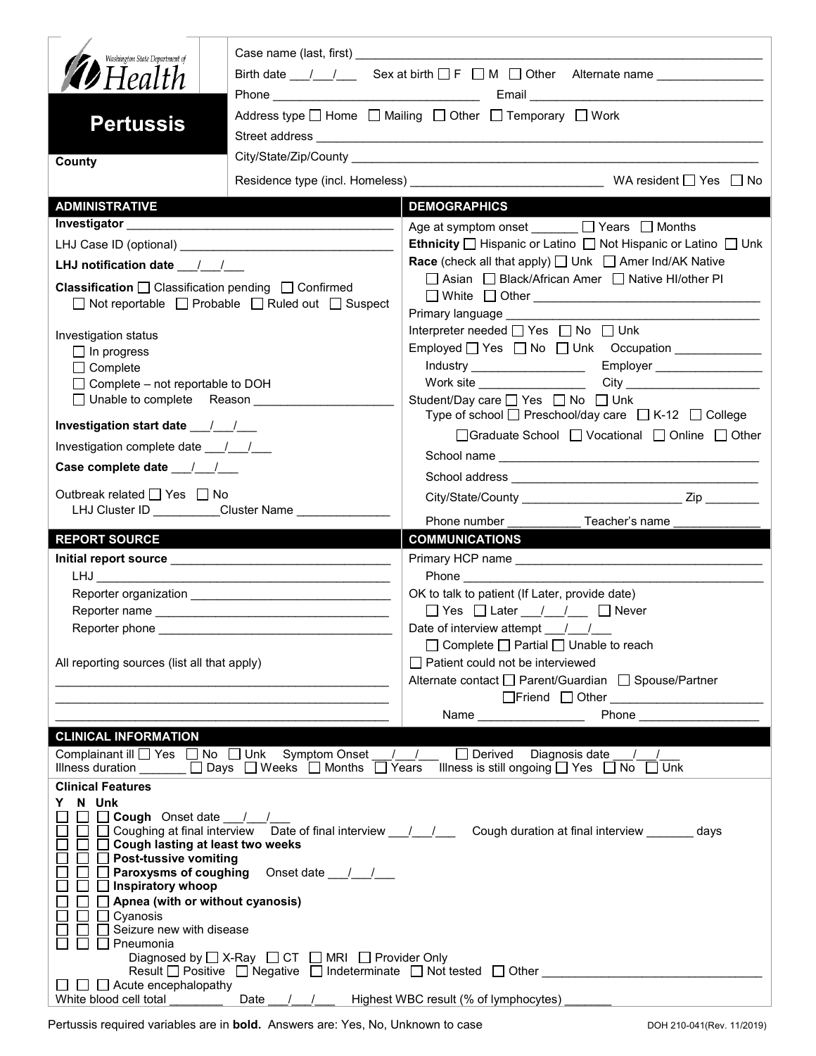Washington State Department of Health

# Pertussis

**County**

Case name (last, first) ___________________________________________

Birth date ___/___/___ Sex at birth ☐ F ☐ M ☐ Other Alternate name ______________

Phone ______________________ Email ______________________

Address type ☐ Home ☐ Mailing ☐ Other ☐ Temporary ☐ Work

Street address ___________________________________________

City/State/Zip/County ___________________________________________

Residence type (incl. Homeless) ______________________ WA resident ☐ Yes ☐ No

## ADMINISTRATIVE

**Investigator** ______________________

LHJ Case ID (optional) ______________________

**LHJ notification date** ___/___/___

**Classification** ☐ Classification pending ☐ Confirmed ☐ Not reportable ☐ Probable ☐ Ruled out ☐ Suspect

Investigation status

- ☐ In progress
- ☐ Complete
- ☐ Complete – not reportable to DOH
- ☐ Unable to complete Reason ______________

**Investigation start date** ___/___/___

Investigation complete date ___/___/___

**Case complete date** ___/___/___

Outbreak related ☐ Yes ☐ No

LHJ Cluster ID __________ Cluster Name ______________

## DEMOGRAPHICS

Age at symptom onset _______ ☐ Years ☐ Months

**Ethnicity** ☐ Hispanic or Latino ☐ Not Hispanic or Latino ☐ Unk

**Race** (check all that apply) ☐ Unk ☐ Amer Ind/AK Native ☐ Asian ☐ Black/African Amer ☐ Native HI/other PI ☐ White ☐ Other ______________

Primary language ______________________

Interpreter needed ☐ Yes ☐ No ☐ Unk

Employed ☐ Yes ☐ No ☐ Unk Occupation ______________

Industry ______________ Employer ______________

Work site ______________ City ______________

Student/Day care ☐ Yes ☐ No ☐ Unk

Type of school ☐ Preschool/day care ☐ K-12 ☐ College ☐ Graduate School ☐ Vocational ☐ Online ☐ Other

School name ______________________

School address ______________________

City/State/County ______________ Zip ________

Phone number ___________ Teacher's name ______________

## REPORT SOURCE

**Initial report source** ______________________

LHJ ______________________

Reporter organization ______________________

Reporter name ______________________

Reporter phone ______________________

All reporting sources (list all that apply)

______________________

______________________

______________________

## COMMUNICATIONS

Primary HCP name ______________________

Phone ______________________

OK to talk to patient (If Later, provide date)

☐ Yes ☐ Later ___/___/___ ☐ Never

Date of interview attempt ___/___/___

☐ Complete ☐ Partial ☐ Unable to reach

☐ Patient could not be interviewed

Alternate contact ☐ Parent/Guardian ☐ Spouse/Partner ☐ Friend ☐ Other ______________

Name ______________ Phone ______________

## CLINICAL INFORMATION

Complainant ill ☐ Yes ☐ No ☐ Unk Symptom Onset ___/___/___ ☐ Derived Diagnosis date ___/___/___

Illness duration _______ ☐ Days ☐ Weeks ☐ Months ☐ Years Illness is still ongoing ☐ Yes ☐ No ☐ Unk

**Clinical Features**

Y N Unk

- ☐ ☐ ☐ **Cough** Onset date ___/___/___
- ☐ ☐ ☐ Coughing at final interview Date of final interview ___/___/___ Cough duration at final interview _______ days
- ☐ ☐ ☐ **Cough lasting at least two weeks**
- ☐ ☐ ☐ **Post-tussive vomiting**
- ☐ ☐ ☐ **Paroxysms of coughing** Onset date ___/___/___
- ☐ ☐ ☐ **Inspiratory whoop**
- ☐ ☐ ☐ **Apnea (with or without cyanosis)**
- ☐ ☐ ☐ Cyanosis
- ☐ ☐ ☐ Seizure new with disease
- ☐ ☐ ☐ Pneumonia
  - Diagnosed by ☐ X-Ray ☐ CT ☐ MRI ☐ Provider Only
  - Result ☐ Positive ☐ Negative ☐ Indeterminate ☐ Not tested ☐ Other ______________
- ☐ ☐ ☐ Acute encephalopathy

White blood cell total ________ Date ___/___/___ Highest WBC result (% of lymphocytes) _______

Pertussis required variables are in **bold**. Answers are: Yes, No, Unknown to case

DOH 210-041(Rev. 11/2019)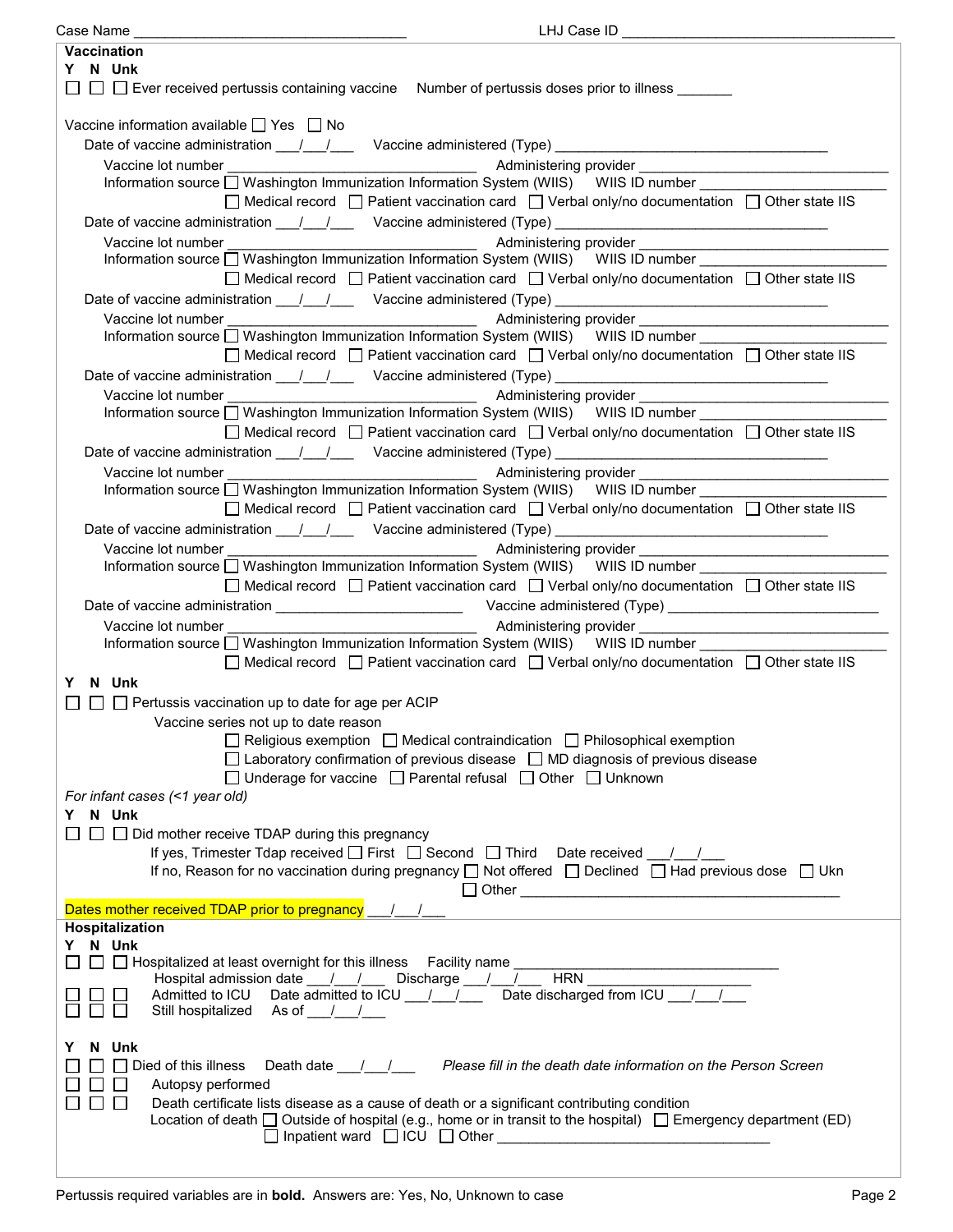Case Name ___________________________________ LHJ Case ID ___________________________________

**Vaccination**

**Y N Unk**

☐ ☐ ☐ **Ever received pertussis containing vaccine** Number of pertussis doses prior to illness _______

Vaccine information available ☐ Yes ☐ No

Date of vaccine administration ___/___/___ Vaccine administered (Type) ___________________________________

Vaccine lot number ________________________________ Administering provider ________________________________

Information source ☐ Washington Immunization Information System (WIIS) WIIS ID number ________________________

☐ Medical record ☐ Patient vaccination card ☐ Verbal only/no documentation ☐ Other state IIS

Date of vaccine administration ___/___/___ Vaccine administered (Type) ___________________________________

Vaccine lot number ________________________________ Administering provider ________________________________

Information source ☐ Washington Immunization Information System (WIIS) WIIS ID number ________________________

☐ Medical record ☐ Patient vaccination card ☐ Verbal only/no documentation ☐ Other state IIS

Date of vaccine administration ___/___/___ Vaccine administered (Type) ___________________________________

Vaccine lot number ________________________________ Administering provider ________________________________

Information source ☐ Washington Immunization Information System (WIIS) WIIS ID number ________________________

☐ Medical record ☐ Patient vaccination card ☐ Verbal only/no documentation ☐ Other state IIS

Date of vaccine administration ___/___/___ Vaccine administered (Type) ___________________________________

Vaccine lot number ________________________________ Administering provider ________________________________

Information source ☐ Washington Immunization Information System (WIIS) WIIS ID number ________________________

☐ Medical record ☐ Patient vaccination card ☐ Verbal only/no documentation ☐ Other state IIS

Date of vaccine administration ___/___/___ Vaccine administered (Type) ___________________________________

Vaccine lot number ________________________________ Administering provider ________________________________

Information source ☐ Washington Immunization Information System (WIIS) WIIS ID number ________________________

☐ Medical record ☐ Patient vaccination card ☐ Verbal only/no documentation ☐ Other state IIS

Date of vaccine administration ___/___/___ Vaccine administered (Type) ___________________________________

Vaccine lot number ________________________________ Administering provider ________________________________

Information source ☐ Washington Immunization Information System (WIIS) WIIS ID number ________________________

☐ Medical record ☐ Patient vaccination card ☐ Verbal only/no documentation ☐ Other state IIS

Date of vaccine administration ________________________ Vaccine administered (Type) ___________________________

Vaccine lot number ________________________________ Administering provider ________________________________

Information source ☐ Washington Immunization Information System (WIIS) WIIS ID number ________________________

☐ Medical record ☐ Patient vaccination card ☐ Verbal only/no documentation ☐ Other state IIS

**Y N Unk**

☐ ☐ ☐ Pertussis vaccination up to date for age per ACIP

Vaccine series not up to date reason

☐ Religious exemption ☐ Medical contraindication ☐ Philosophical exemption

☐ Laboratory confirmation of previous disease ☐ MD diagnosis of previous disease

☐ Underage for vaccine ☐ Parental refusal ☐ Other ☐ Unknown

*For infant cases (<1 year old)*

**Y N Unk**

☐ ☐ ☐ Did mother receive TDAP during this pregnancy

If yes, Trimester Tdap received ☐ First ☐ Second ☐ Third Date received ___/___/___

If no, Reason for no vaccination during pregnancy ☐ Not offered ☐ Declined ☐ Had previous dose ☐ Ukn

☐ Other ___________________________________________

Dates mother received TDAP prior to pregnancy ___/___/___

**Hospitalization**

**Y N Unk**

☐ ☐ ☐ **Hospitalized at least overnight for this illness** Facility name _________________________________

Hospital admission date ___/___/___ Discharge ___/___/___ HRN ____________________

☐ ☐ ☐ Admitted to ICU Date admitted to ICU ___/___/___ Date discharged from ICU ___/___/___

☐ ☐ ☐ Still hospitalized As of ___/___/___

**Y N Unk**

☐ ☐ ☐ **Died of this illness** Death date ___/___/___ *Please fill in the death date information on the Person Screen*

☐ ☐ ☐ Autopsy performed

☐ ☐ ☐ Death certificate lists disease as a cause of death or a significant contributing condition

Location of death ☐ Outside of hospital (e.g., home or in transit to the hospital) ☐ Emergency department (ED)

☐ Inpatient ward ☐ ICU ☐ Other _________________________________

Pertussis required variables are in **bold**. Answers are: Yes, No, Unknown to case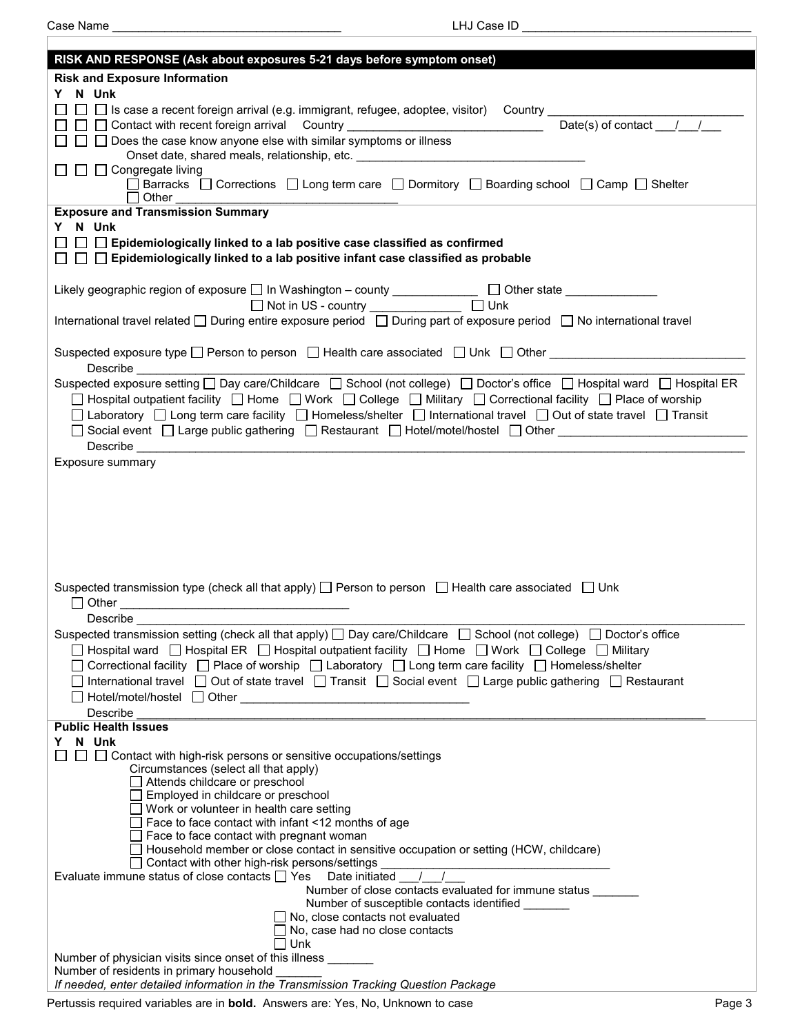Case Name ______________________ LHJ Case ID ______________________

## RISK AND RESPONSE (Ask about exposures 5-21 days before symptom onset)

### Risk and Exposure Information

Y N Unk

☐ ☐ ☐ Is case a recent foreign arrival (e.g. immigrant, refugee, adoptee, visitor) Country ______________________

☐ ☐ ☐ Contact with recent foreign arrival Country ______________________ Date(s) of contact ___/___/___

☐ ☐ ☐ Does the case know anyone else with similar symptoms or illness

Onset date, shared meals, relationship, etc. ______________________

☐ ☐ ☐ Congregate living

☐ Barracks ☐ Corrections ☐ Long term care ☐ Dormitory ☐ Boarding school ☐ Camp ☐ Shelter

☐ Other ______________________

### Exposure and Transmission Summary

Y N Unk

☐ ☐ ☐ **Epidemiologically linked to a lab positive case classified as confirmed**

☐ ☐ ☐ **Epidemiologically linked to a lab positive infant case classified as probable**

Likely geographic region of exposure ☐ In Washington – county __________ ☐ Other state __________

☐ Not in US - country __________ ☐ Unk

International travel related ☐ During entire exposure period ☐ During part of exposure period ☐ No international travel

Suspected exposure type ☐ Person to person ☐ Health care associated ☐ Unk ☐ Other ______________________

Describe ______________________

Suspected exposure setting ☐ Day care/Childcare ☐ School (not college) ☐ Doctor's office ☐ Hospital ward ☐ Hospital ER ☐ Hospital outpatient facility ☐ Home ☐ Work ☐ College ☐ Military ☐ Correctional facility ☐ Place of worship ☐ Laboratory ☐ Long term care facility ☐ Homeless/shelter ☐ International travel ☐ Out of state travel ☐ Transit ☐ Social event ☐ Large public gathering ☐ Restaurant ☐ Hotel/motel/hostel ☐ Other ______________________

Describe ______________________

Exposure summary

Suspected transmission type (check all that apply) ☐ Person to person ☐ Health care associated ☐ Unk

☐ Other ______________________

Describe ______________________

Suspected transmission setting (check all that apply) ☐ Day care/Childcare ☐ School (not college) ☐ Doctor's office ☐ Hospital ward ☐ Hospital ER ☐ Hospital outpatient facility ☐ Home ☐ Work ☐ College ☐ Military ☐ Correctional facility ☐ Place of worship ☐ Laboratory ☐ Long term care facility ☐ Homeless/shelter ☐ International travel ☐ Out of state travel ☐ Transit ☐ Social event ☐ Large public gathering ☐ Restaurant ☐ Hotel/motel/hostel ☐ Other ______________________

Describe ______________________

### Public Health Issues

Y N Unk

☐ ☐ ☐ Contact with high-risk persons or sensitive occupations/settings

Circumstances (select all that apply)

- ☐ Attends childcare or preschool
- ☐ Employed in childcare or preschool
- ☐ Work or volunteer in health care setting
- ☐ Face to face contact with infant <12 months of age
- ☐ Face to face contact with pregnant woman
- ☐ Household member or close contact in sensitive occupation or setting (HCW, childcare)
- ☐ Contact with other high-risk persons/settings ______________________

Evaluate immune status of close contacts ☐ Yes Date initiated ___/___/___

Number of close contacts evaluated for immune status _______

Number of susceptible contacts identified _______

☐ No, close contacts not evaluated

☐ No, case had no close contacts

☐ Unk

Number of physician visits since onset of this illness _______

Number of residents in primary household _______

*If needed, enter detailed information in the Transmission Tracking Question Package*

Pertussis required variables are in **bold**. Answers are: Yes, No, Unknown to case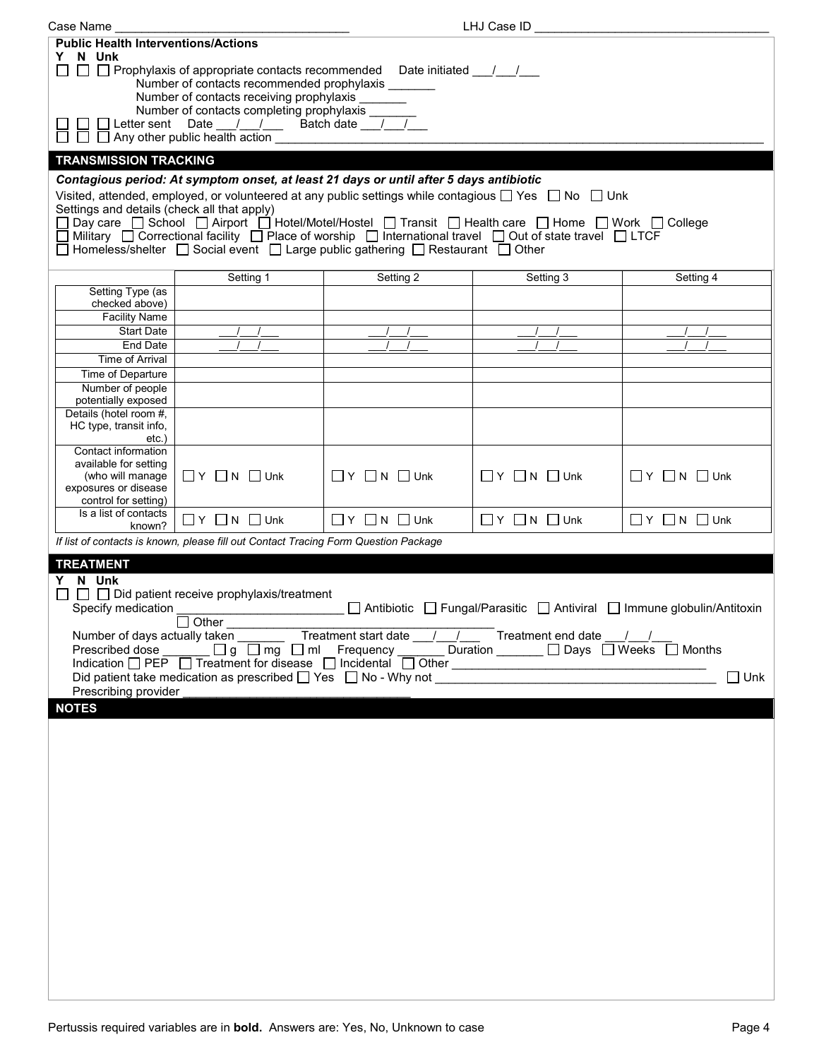Case Name ______________________________ LHJ Case ID ______________________________

**Public Health Interventions/Actions**

**Y N Unk**

☐ ☐ ☐ Prophylaxis of appropriate contacts recommended Date initiated ___/___/___
Number of contacts recommended prophylaxis _______
Number of contacts receiving prophylaxis _______
Number of contacts completing prophylaxis _______

☐ ☐ ☐ Letter sent Date ___/___/___ Batch date ___/___/___

☐ ☐ ☐ Any other public health action ______________________________

## TRANSMISSION TRACKING

***Contagious period: At symptom onset, at least 21 days or until after 5 days antibiotic***

Visited, attended, employed, or volunteered at any public settings while contagious ☐ Yes ☐ No ☐ Unk

Settings and details (check all that apply)

☐ Day care ☐ School ☐ Airport ☐ Hotel/Motel/Hostel ☐ Transit ☐ Health care ☐ Home ☐ Work ☐ College
☐ Military ☐ Correctional facility ☐ Place of worship ☐ International travel ☐ Out of state travel ☐ LTCF
☐ Homeless/shelter ☐ Social event ☐ Large public gathering ☐ Restaurant ☐ Other

| | Setting 1 | Setting 2 | Setting 3 | Setting 4 |
|---|---|---|---|---|
| Setting Type (as checked above) | | | | |
| Facility Name | | | | |
| Start Date | ___/___/___ | ___/___/___ | ___/___/___ | ___/___/___ |
| End Date | ___/___/___ | ___/___/___ | ___/___/___ | ___/___/___ |
| Time of Arrival | | | | |
| Time of Departure | | | | |
| Number of people potentially exposed | | | | |
| Details (hotel room #, HC type, transit info, etc.) | | | | |
| Contact information available for setting (who will manage exposures or disease control for setting) | ☐ Y ☐ N ☐ Unk | ☐ Y ☐ N ☐ Unk | ☐ Y ☐ N ☐ Unk | ☐ Y ☐ N ☐ Unk |
| Is a list of contacts known? | ☐ Y ☐ N ☐ Unk | ☐ Y ☐ N ☐ Unk | ☐ Y ☐ N ☐ Unk | ☐ Y ☐ N ☐ Unk |

*If list of contacts is known, please fill out Contact Tracing Form Question Package*

## TREATMENT

**Y N Unk**

☐ ☐ ☐ Did patient receive prophylaxis/treatment

Specify medication ______________________ ☐ Antibiotic ☐ Fungal/Parasitic ☐ Antiviral ☐ Immune globulin/Antitoxin
☐ Other ______________________

Number of days actually taken _______ Treatment start date ___/___/___ Treatment end date ___/___/___

Prescribed dose _______ ☐ g ☐ mg ☐ ml Frequency _______ Duration _______ ☐ Days ☐ Weeks ☐ Months

Indication ☐ PEP ☐ Treatment for disease ☐ Incidental ☐ Other ______________________

Did patient take medication as prescribed ☐ Yes ☐ No - Why not ______________________ ☐ Unk

Prescribing provider ______________________

## NOTES

Pertussis required variables are in **bold**. Answers are: Yes, No, Unknown to case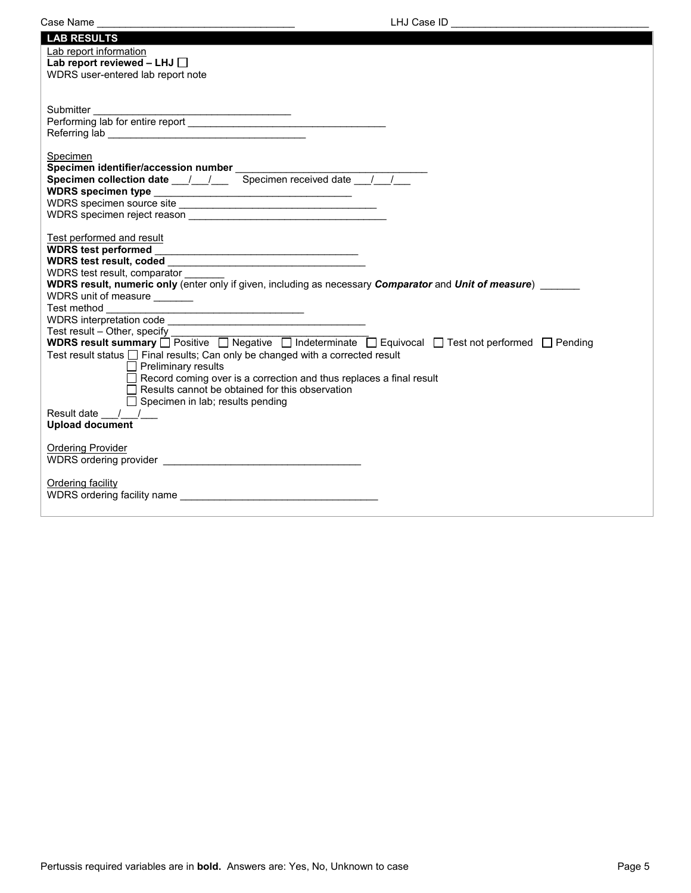Case Name ___________________________________ LHJ Case ID ___________________________________

## LAB RESULTS

Lab report information

**Lab report reviewed – LHJ** ☐

WDRS user-entered lab report note

Submitter ___________________________________

Performing lab for entire report ___________________________________

Referring lab ___________________________________

Specimen

**Specimen identifier/accession number** ___________________________________

**Specimen collection date** ___/___/___ Specimen received date ___/___/___

**WDRS specimen type** ___________________________________

WDRS specimen source site ___________________________________

WDRS specimen reject reason ___________________________________

Test performed and result

**WDRS test performed** ___________________________________

**WDRS test result, coded** ___________________________________

WDRS test result, comparator _______

**WDRS result, numeric only** (enter only if given, including as necessary ***Comparator*** and ***Unit of measure***) _______

WDRS unit of measure _______

Test method ___________________________________

WDRS interpretation code ___________________________________

Test result – Other, specify ___________________________________

**WDRS result summary** ☐ Positive ☐ Negative ☐ Indeterminate ☐ Equivocal ☐ Test not performed ☐ Pending

Test result status ☐ Final results; Can only be changed with a corrected result
☐ Preliminary results
☐ Record coming over is a correction and thus replaces a final result
☐ Results cannot be obtained for this observation
☐ Specimen in lab; results pending

Result date ___/___/___

**Upload document**

Ordering Provider

WDRS ordering provider ___________________________________

Ordering facility

WDRS ordering facility name ___________________________________

Pertussis required variables are in **bold**. Answers are: Yes, No, Unknown to case